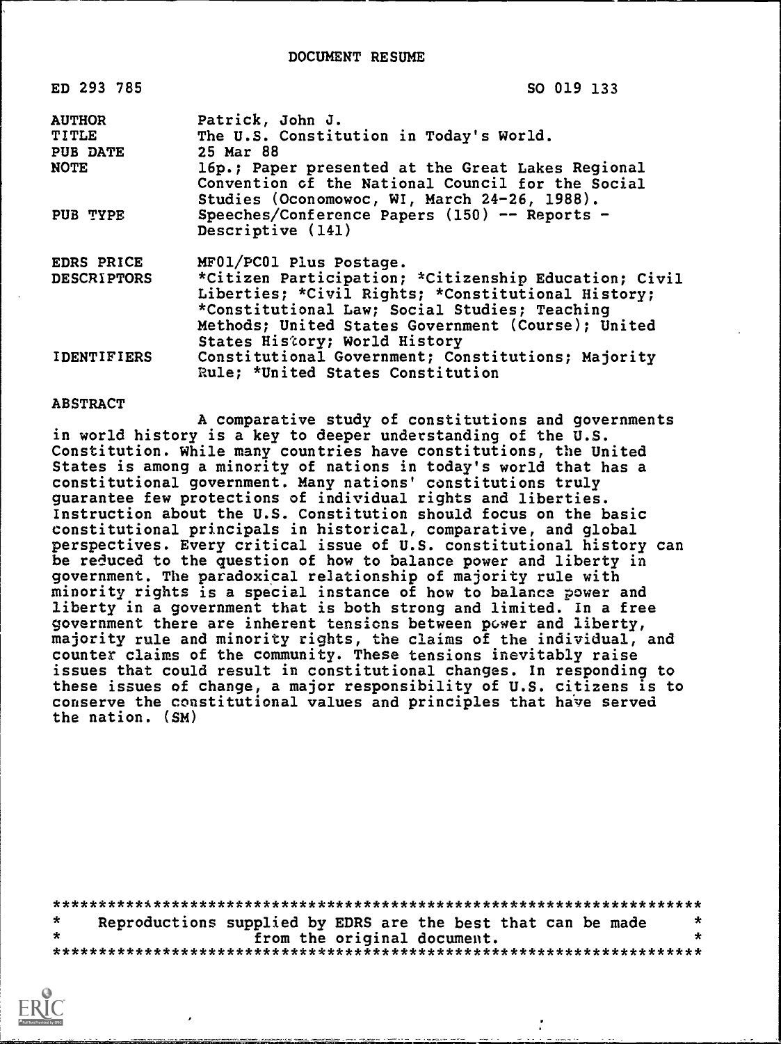DOCUMENT RESUME

| ED 293 785 | SO 019 133 |
|---|---|
| AUTHOR | Patrick, John J. |
| TITLE | The U.S. Constitution in Today's World. |
| PUB DATE | 25 Mar 88 |
| NOTE | 16p.; Paper presented at the Great Lakes Regional Convention of the National Council for the Social Studies (Oconomowoc, WI, March 24-26, 1988). |
| PUB TYPE | Speeches/Conference Papers (150) -- Reports - Descriptive (141) |
| EDRS PRICE | MF01/PC01 Plus Postage. |
| DESCRIPTORS | *Citizen Participation; *Citizenship Education; Civil Liberties; *Civil Rights; *Constitutional History; *Constitutional Law; Social Studies; Teaching Methods; United States Government (Course); United States History; World History |
| IDENTIFIERS | Constitutional Government; Constitutions; Majority Rule; *United States Constitution |

ABSTRACT

A comparative study of constitutions and governments in world history is a key to deeper understanding of the U.S. Constitution. While many countries have constitutions, the United States is among a minority of nations in today's world that has a constitutional government. Many nations' constitutions truly guarantee few protections of individual rights and liberties. Instruction about the U.S. Constitution should focus on the basic constitutional principals in historical, comparative, and global perspectives. Every critical issue of U.S. constitutional history can be reduced to the question of how to balance power and liberty in government. The paradoxical relationship of majority rule with minority rights is a special instance of how to balance power and liberty in a government that is both strong and limited. In a free government there are inherent tensions between power and liberty, majority rule and minority rights, the claims of the individual, and counter claims of the community. These tensions inevitably raise issues that could result in constitutional changes. In responding to these issues of change, a major responsibility of U.S. citizens is to conserve the constitutional values and principles that have served the nation. (SM)

***********************************************************************
* Reproductions supplied by EDRS are the best that can be made *
* from the original document. *
***********************************************************************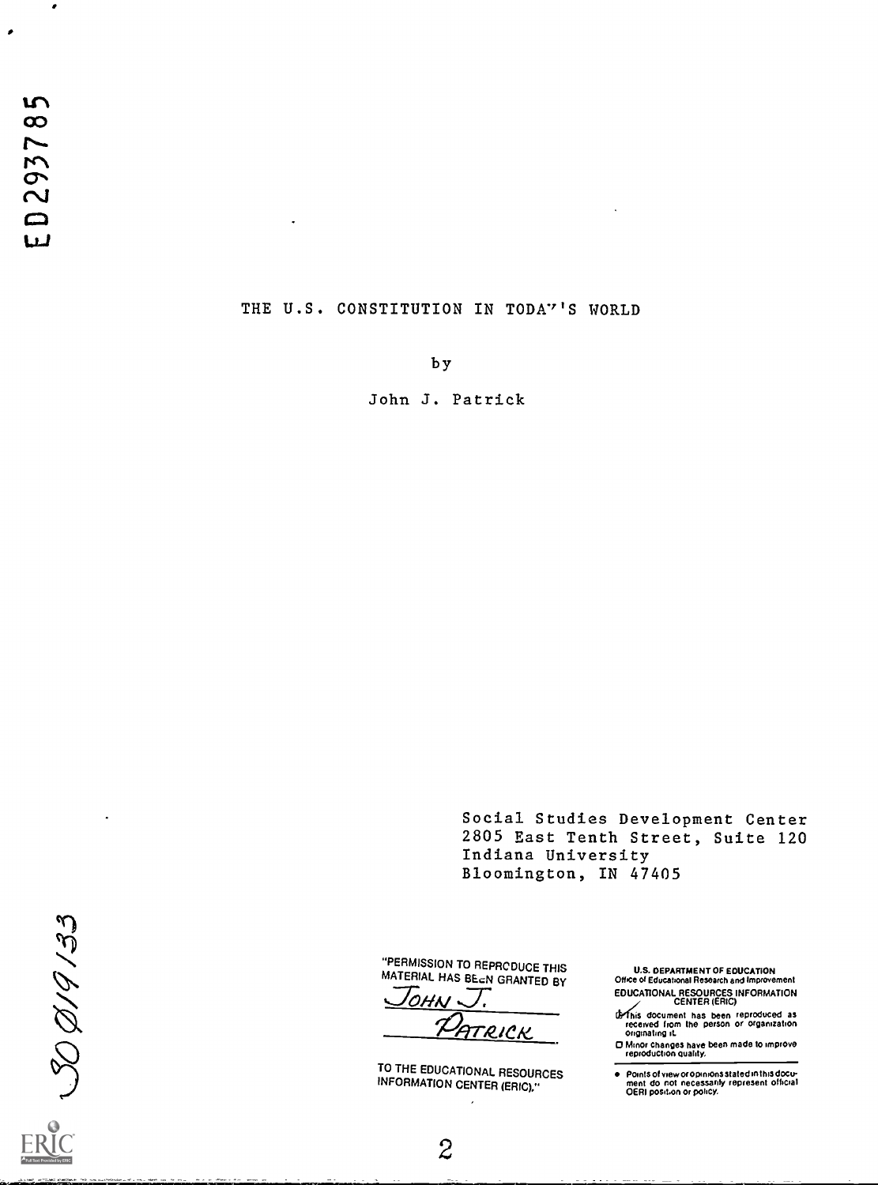ED293785

# THE U.S. CONSTITUTION IN TODAY'S WORLD

by

John J. Patrick

Social Studies Development Center
2805 East Tenth Street, Suite 120
Indiana University
Bloomington, IN 47405

SO 019 133

"PERMISSION TO REPRODUCE THIS MATERIAL HAS BEEN GRANTED BY
John J. Patrick
TO THE EDUCATIONAL RESOURCES INFORMATION CENTER (ERIC)."

U.S. DEPARTMENT OF EDUCATION
Office of Educational Research and Improvement
EDUCATIONAL RESOURCES INFORMATION CENTER (ERIC)

This document has been reproduced as received from the person or organization originating it.

Minor changes have been made to improve reproduction quality.

- Points of view or opinions stated in this document do not necessarily represent official OERI position or policy.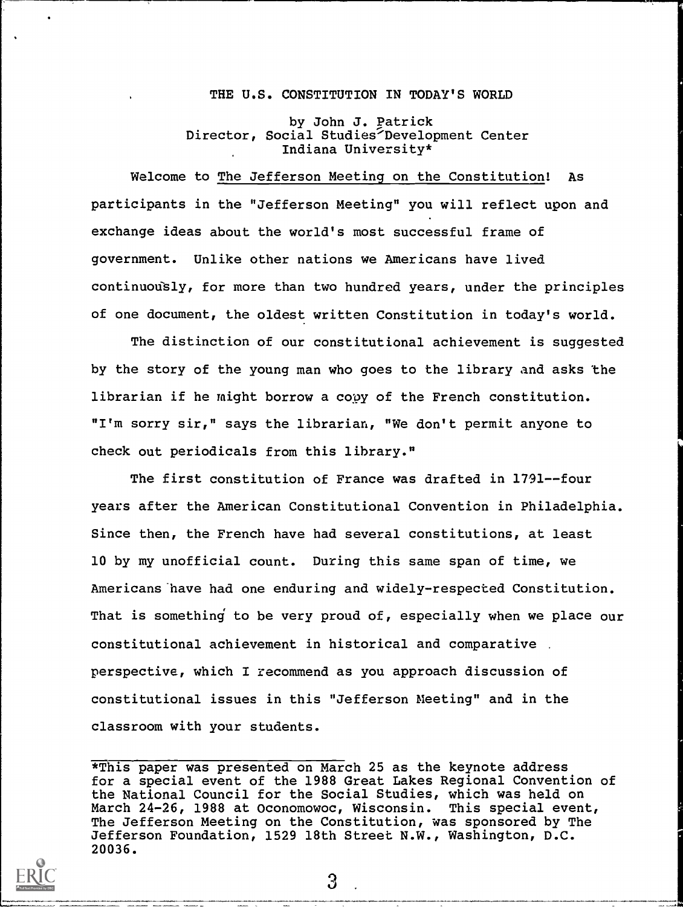# THE U.S. CONSTITUTION IN TODAY'S WORLD

by John J. Patrick
Director, Social Studies Development Center
Indiana University*

Welcome to The Jefferson Meeting on the Constitution! As participants in the "Jefferson Meeting" you will reflect upon and exchange ideas about the world's most successful frame of government. Unlike other nations we Americans have lived continuously, for more than two hundred years, under the principles of one document, the oldest written Constitution in today's world.

The distinction of our constitutional achievement is suggested by the story of the young man who goes to the library and asks the librarian if he might borrow a copy of the French constitution. "I'm sorry sir," says the librarian, "We don't permit anyone to check out periodicals from this library."

The first constitution of France was drafted in 1791--four years after the American Constitutional Convention in Philadelphia. Since then, the French have had several constitutions, at least 10 by my unofficial count. During this same span of time, we Americans have had one enduring and widely-respected Constitution. That is something to be very proud of, especially when we place our constitutional achievement in historical and comparative perspective, which I recommend as you approach discussion of constitutional issues in this "Jefferson Meeting" and in the classroom with your students.

---

*This paper was presented on March 25 as the keynote address for a special event of the 1988 Great Lakes Regional Convention of the National Council for the Social Studies, which was held on March 24-26, 1988 at Oconomowoc, Wisconsin. This special event, The Jefferson Meeting on the Constitution, was sponsored by The Jefferson Foundation, 1529 18th Street N.W., Washington, D.C. 20036.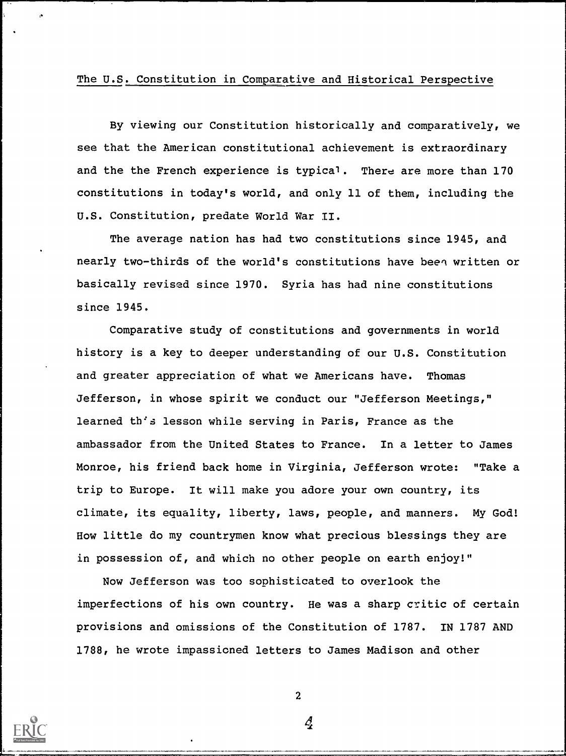## The U.S. Constitution in Comparative and Historical Perspective

By viewing our Constitution historically and comparatively, we see that the American constitutional achievement is extraordinary and the the French experience is typical. There are more than 170 constitutions in today's world, and only 11 of them, including the U.S. Constitution, predate World War II.

The average nation has had two constitutions since 1945, and nearly two-thirds of the world's constitutions have been written or basically revised since 1970. Syria has had nine constitutions since 1945.

Comparative study of constitutions and governments in world history is a key to deeper understanding of our U.S. Constitution and greater appreciation of what we Americans have. Thomas Jefferson, in whose spirit we conduct our "Jefferson Meetings," learned this lesson while serving in Paris, France as the ambassador from the United States to France. In a letter to James Monroe, his friend back home in Virginia, Jefferson wrote: "Take a trip to Europe. It will make you adore your own country, its climate, its equality, liberty, laws, people, and manners. My God! How little do my countrymen know what precious blessings they are in possession of, and which no other people on earth enjoy!"

Now Jefferson was too sophisticated to overlook the imperfections of his own country. He was a sharp critic of certain provisions and omissions of the Constitution of 1787. IN 1787 AND 1788, he wrote impassioned letters to James Madison and other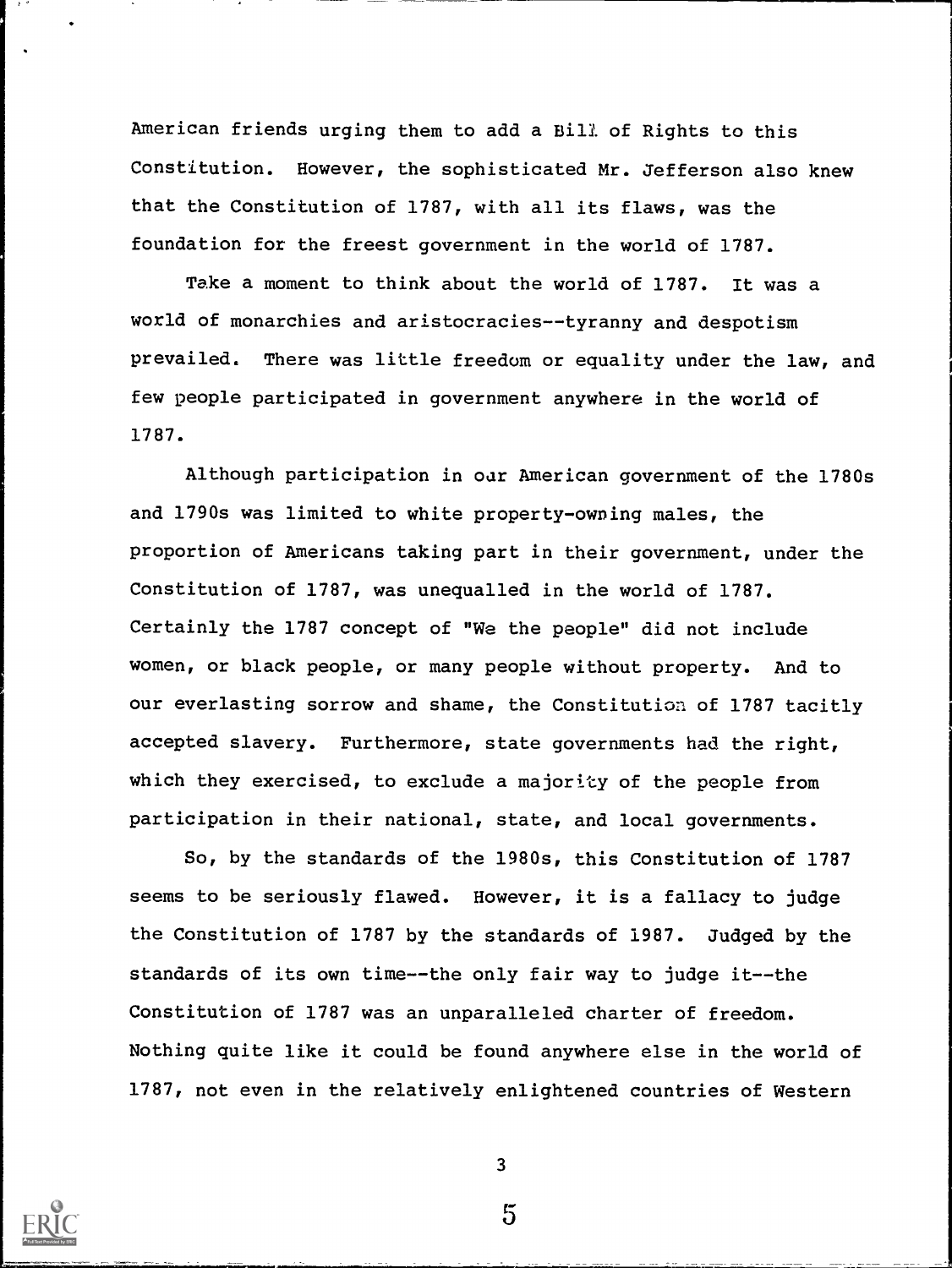American friends urging them to add a Bill of Rights to this Constitution. However, the sophisticated Mr. Jefferson also knew that the Constitution of 1787, with all its flaws, was the foundation for the freest government in the world of 1787.

Take a moment to think about the world of 1787. It was a world of monarchies and aristocracies--tyranny and despotism prevailed. There was little freedom or equality under the law, and few people participated in government anywhere in the world of 1787.

Although participation in our American government of the 1780s and 1790s was limited to white property-owning males, the proportion of Americans taking part in their government, under the Constitution of 1787, was unequalled in the world of 1787. Certainly the 1787 concept of "We the people" did not include women, or black people, or many people without property. And to our everlasting sorrow and shame, the Constitution of 1787 tacitly accepted slavery. Furthermore, state governments had the right, which they exercised, to exclude a majority of the people from participation in their national, state, and local governments.

So, by the standards of the 1980s, this Constitution of 1787 seems to be seriously flawed. However, it is a fallacy to judge the Constitution of 1787 by the standards of 1987. Judged by the standards of its own time--the only fair way to judge it--the Constitution of 1787 was an unparalleled charter of freedom. Nothing quite like it could be found anywhere else in the world of 1787, not even in the relatively enlightened countries of Western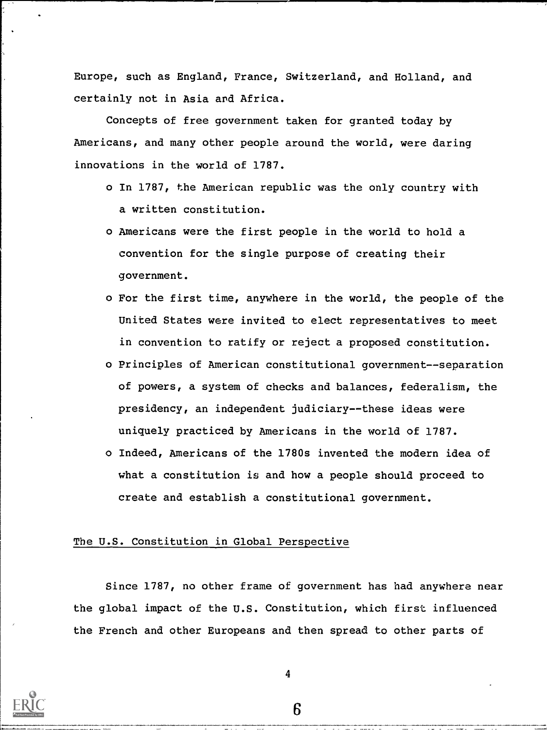Europe, such as England, France, Switzerland, and Holland, and certainly not in Asia and Africa.

Concepts of free government taken for granted today by Americans, and many other people around the world, were daring innovations in the world of 1787.

- In 1787, the American republic was the only country with a written constitution.
- Americans were the first people in the world to hold a convention for the single purpose of creating their government.
- For the first time, anywhere in the world, the people of the United States were invited to elect representatives to meet in convention to ratify or reject a proposed constitution.
- Principles of American constitutional government--separation of powers, a system of checks and balances, federalism, the presidency, an independent judiciary--these ideas were uniquely practiced by Americans in the world of 1787.
- Indeed, Americans of the 1780s invented the modern idea of what a constitution is and how a people should proceed to create and establish a constitutional government.

## The U.S. Constitution in Global Perspective

Since 1787, no other frame of government has had anywhere near the global impact of the U.S. Constitution, which first influenced the French and other Europeans and then spread to other parts of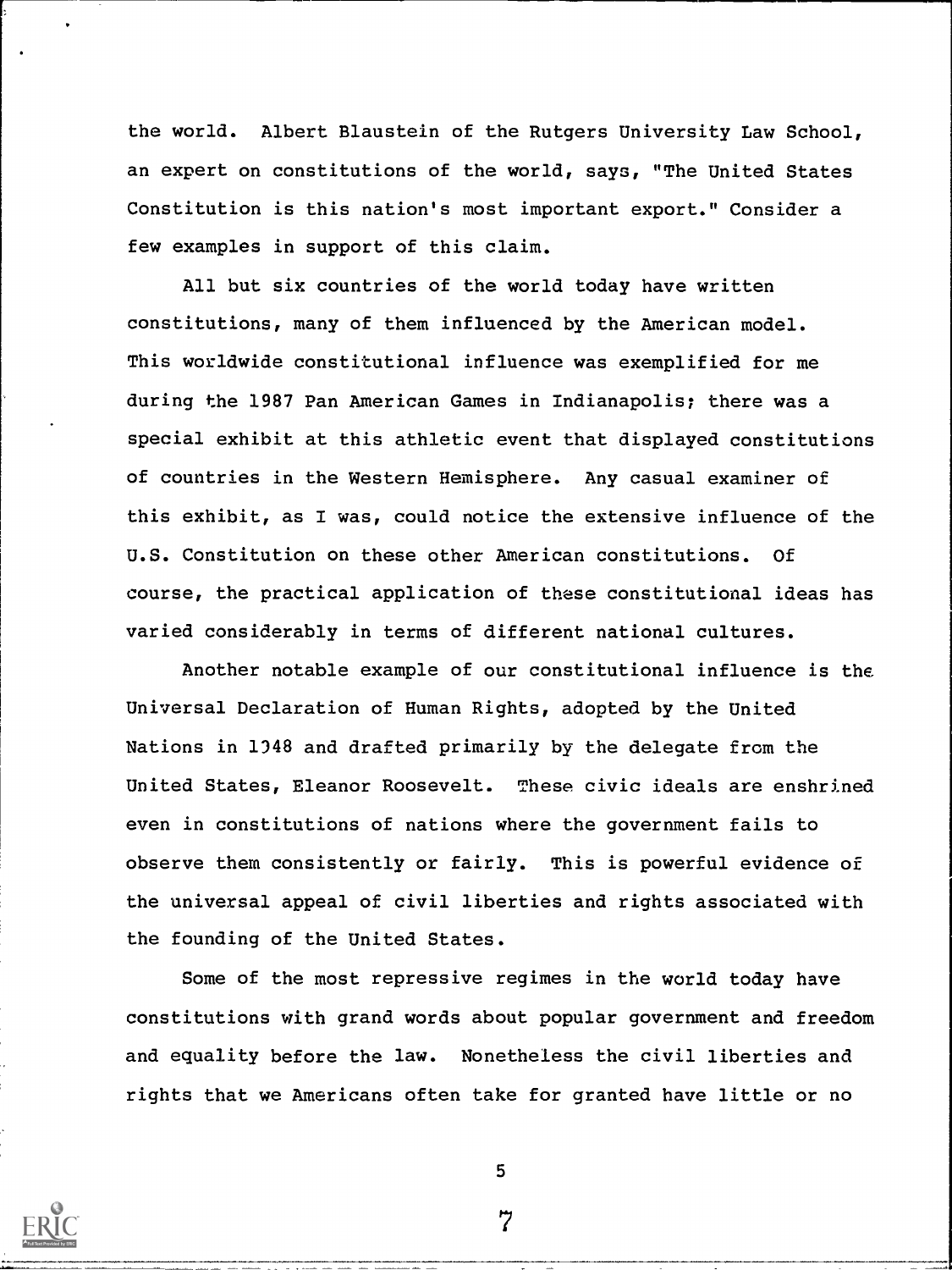the world. Albert Blaustein of the Rutgers University Law School, an expert on constitutions of the world, says, "The United States Constitution is this nation's most important export." Consider a few examples in support of this claim.

All but six countries of the world today have written constitutions, many of them influenced by the American model. This worldwide constitutional influence was exemplified for me during the 1987 Pan American Games in Indianapolis; there was a special exhibit at this athletic event that displayed constitutions of countries in the Western Hemisphere. Any casual examiner of this exhibit, as I was, could notice the extensive influence of the U.S. Constitution on these other American constitutions. Of course, the practical application of these constitutional ideas has varied considerably in terms of different national cultures.

Another notable example of our constitutional influence is the Universal Declaration of Human Rights, adopted by the United Nations in 1948 and drafted primarily by the delegate from the United States, Eleanor Roosevelt. These civic ideals are enshrined even in constitutions of nations where the government fails to observe them consistently or fairly. This is powerful evidence of the universal appeal of civil liberties and rights associated with the founding of the United States.

Some of the most repressive regimes in the world today have constitutions with grand words about popular government and freedom and equality before the law. Nonetheless the civil liberties and rights that we Americans often take for granted have little or no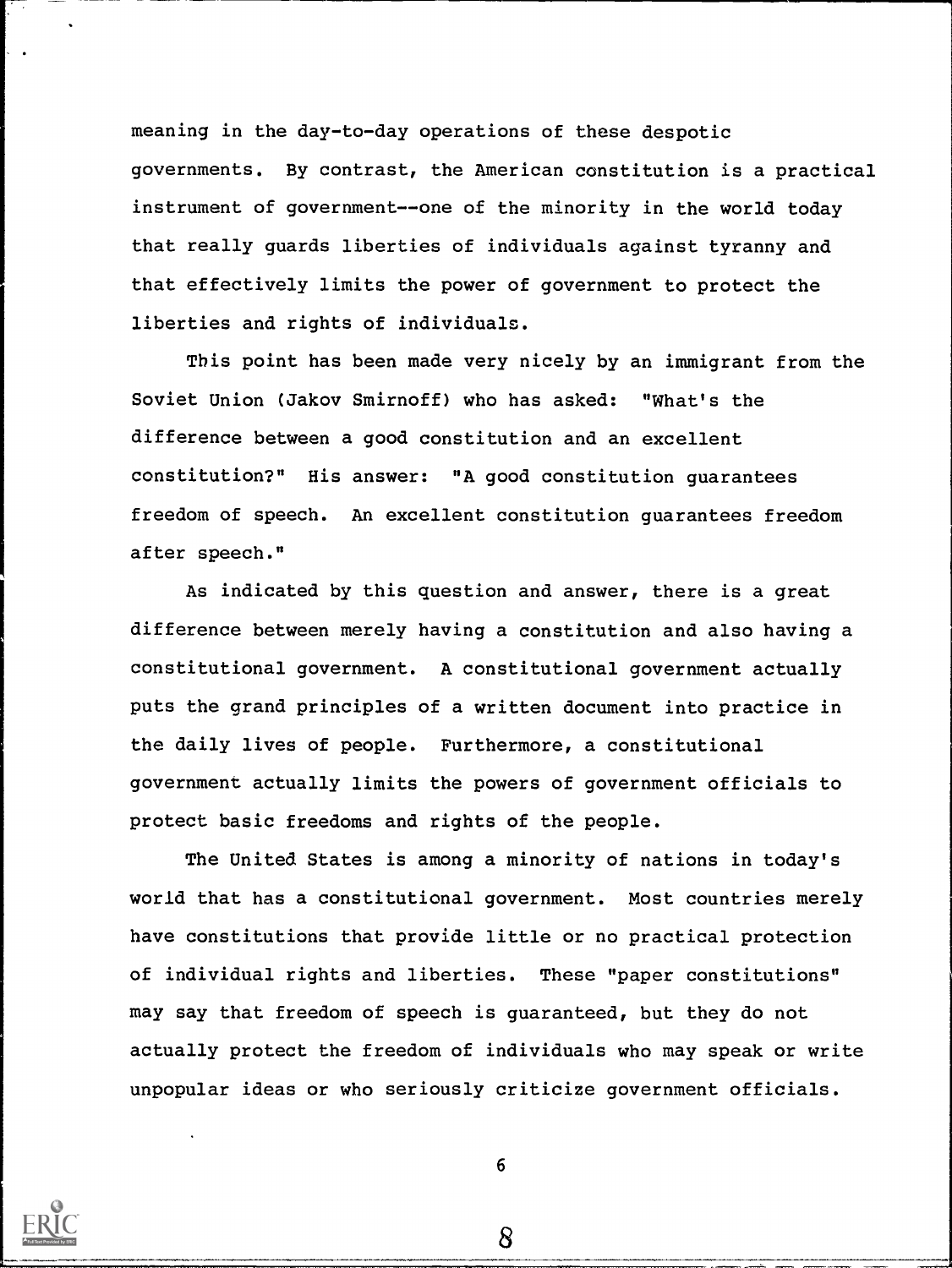meaning in the day-to-day operations of these despotic governments. By contrast, the American constitution is a practical instrument of government--one of the minority in the world today that really guards liberties of individuals against tyranny and that effectively limits the power of government to protect the liberties and rights of individuals.

This point has been made very nicely by an immigrant from the Soviet Union (Jakov Smirnoff) who has asked: "What's the difference between a good constitution and an excellent constitution?" His answer: "A good constitution guarantees freedom of speech. An excellent constitution guarantees freedom after speech."

As indicated by this question and answer, there is a great difference between merely having a constitution and also having a constitutional government. A constitutional government actually puts the grand principles of a written document into practice in the daily lives of people. Furthermore, a constitutional government actually limits the powers of government officials to protect basic freedoms and rights of the people.

The United States is among a minority of nations in today's world that has a constitutional government. Most countries merely have constitutions that provide little or no practical protection of individual rights and liberties. These "paper constitutions" may say that freedom of speech is guaranteed, but they do not actually protect the freedom of individuals who may speak or write unpopular ideas or who seriously criticize government officials.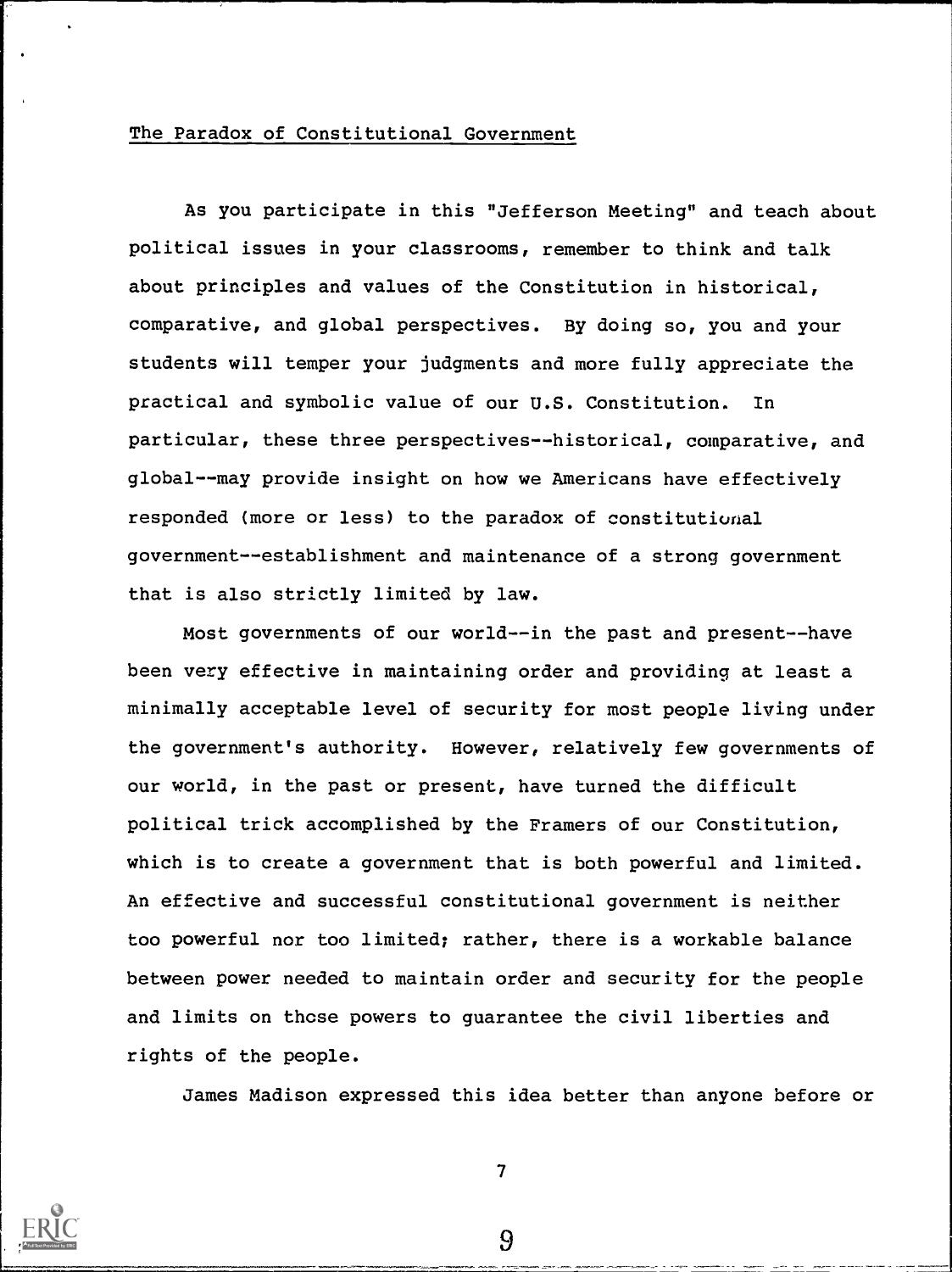## The Paradox of Constitutional Government

As you participate in this "Jefferson Meeting" and teach about political issues in your classrooms, remember to think and talk about principles and values of the Constitution in historical, comparative, and global perspectives. By doing so, you and your students will temper your judgments and more fully appreciate the practical and symbolic value of our U.S. Constitution. In particular, these three perspectives--historical, comparative, and global--may provide insight on how we Americans have effectively responded (more or less) to the paradox of constitutional government--establishment and maintenance of a strong government that is also strictly limited by law.

Most governments of our world--in the past and present--have been very effective in maintaining order and providing at least a minimally acceptable level of security for most people living under the government's authority. However, relatively few governments of our world, in the past or present, have turned the difficult political trick accomplished by the Framers of our Constitution, which is to create a government that is both powerful and limited. An effective and successful constitutional government is neither too powerful nor too limited; rather, there is a workable balance between power needed to maintain order and security for the people and limits on those powers to guarantee the civil liberties and rights of the people.

James Madison expressed this idea better than anyone before or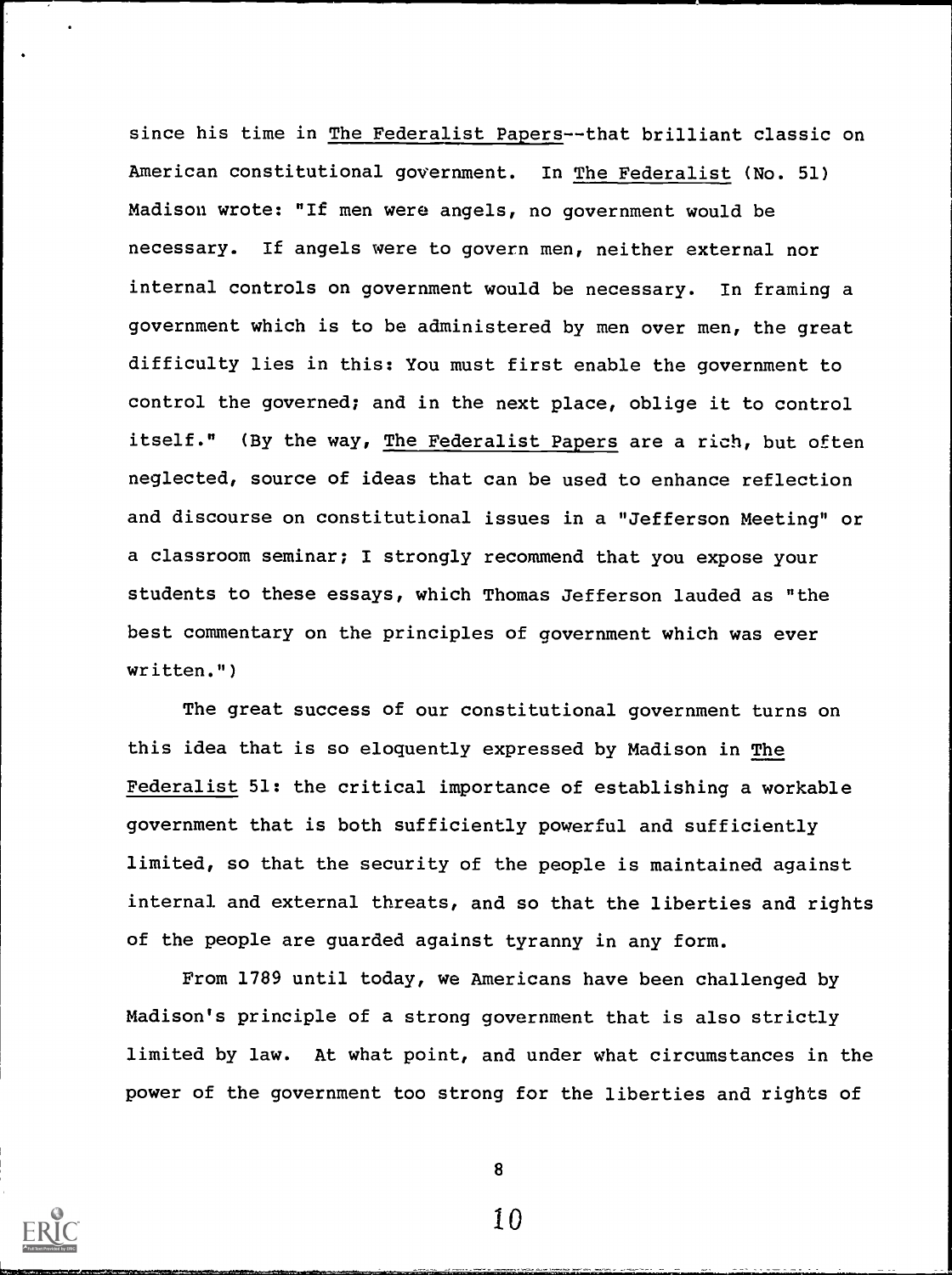since his time in The Federalist Papers--that brilliant classic on American constitutional government. In The Federalist (No. 51) Madison wrote: "If men were angels, no government would be necessary. If angels were to govern men, neither external nor internal controls on government would be necessary. In framing a government which is to be administered by men over men, the great difficulty lies in this: You must first enable the government to control the governed; and in the next place, oblige it to control itself." (By the way, The Federalist Papers are a rich, but often neglected, source of ideas that can be used to enhance reflection and discourse on constitutional issues in a "Jefferson Meeting" or a classroom seminar; I strongly recommend that you expose your students to these essays, which Thomas Jefferson lauded as "the best commentary on the principles of government which was ever written.")

The great success of our constitutional government turns on this idea that is so eloquently expressed by Madison in The Federalist 51: the critical importance of establishing a workable government that is both sufficiently powerful and sufficiently limited, so that the security of the people is maintained against internal and external threats, and so that the liberties and rights of the people are guarded against tyranny in any form.

From 1789 until today, we Americans have been challenged by Madison's principle of a strong government that is also strictly limited by law. At what point, and under what circumstances in the power of the government too strong for the liberties and rights of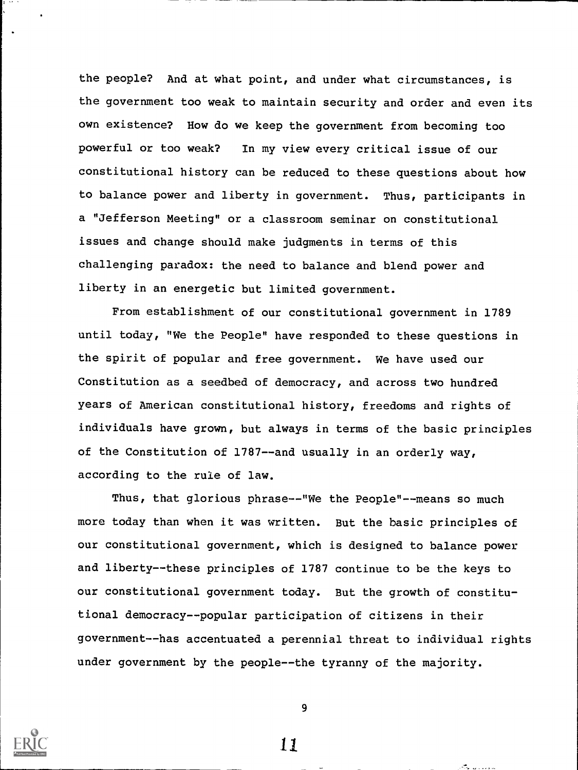the people? And at what point, and under what circumstances, is the government too weak to maintain security and order and even its own existence? How do we keep the government from becoming too powerful or too weak? In my view every critical issue of our constitutional history can be reduced to these questions about how to balance power and liberty in government. Thus, participants in a "Jefferson Meeting" or a classroom seminar on constitutional issues and change should make judgments in terms of this challenging paradox: the need to balance and blend power and liberty in an energetic but limited government.

From establishment of our constitutional government in 1789 until today, "We the People" have responded to these questions in the spirit of popular and free government. We have used our Constitution as a seedbed of democracy, and across two hundred years of American constitutional history, freedoms and rights of individuals have grown, but always in terms of the basic principles of the Constitution of 1787--and usually in an orderly way, according to the rule of law.

Thus, that glorious phrase--"We the People"--means so much more today than when it was written. But the basic principles of our constitutional government, which is designed to balance power and liberty--these principles of 1787 continue to be the keys to our constitutional government today. But the growth of constitutional democracy--popular participation of citizens in their government--has accentuated a perennial threat to individual rights under government by the people--the tyranny of the majority.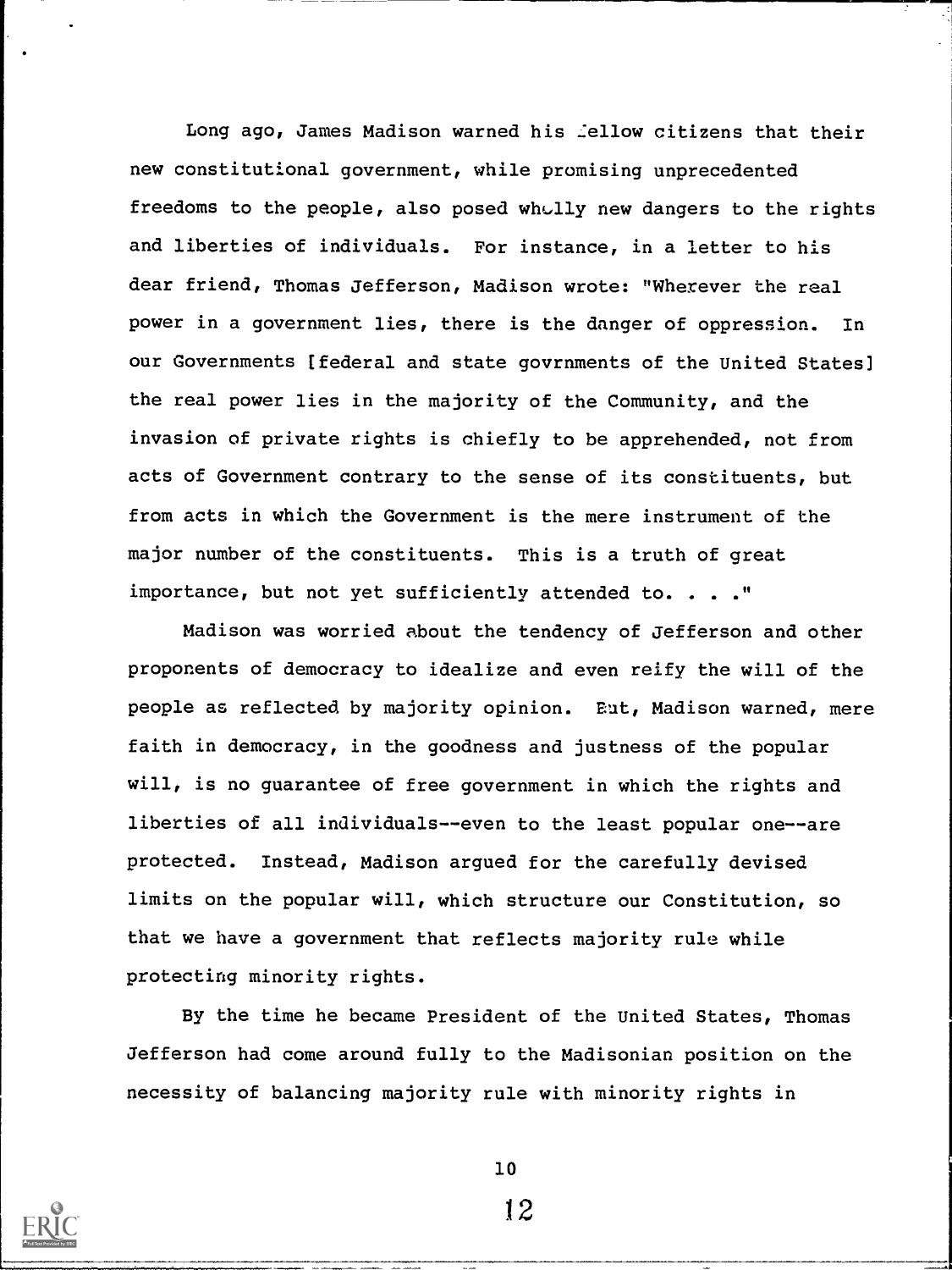Long ago, James Madison warned his fellow citizens that their new constitutional government, while promising unprecedented freedoms to the people, also posed wholly new dangers to the rights and liberties of individuals. For instance, in a letter to his dear friend, Thomas Jefferson, Madison wrote: "Wherever the real power in a government lies, there is the danger of oppression. In our Governments [federal and state govrnments of the United States] the real power lies in the majority of the Community, and the invasion of private rights is chiefly to be apprehended, not from acts of Government contrary to the sense of its constituents, but from acts in which the Government is the mere instrument of the major number of the constituents. This is a truth of great importance, but not yet sufficiently attended to. . . ."

Madison was worried about the tendency of Jefferson and other proponents of democracy to idealize and even reify the will of the people as reflected by majority opinion. But, Madison warned, mere faith in democracy, in the goodness and justness of the popular will, is no guarantee of free government in which the rights and liberties of all individuals--even to the least popular one--are protected. Instead, Madison argued for the carefully devised limits on the popular will, which structure our Constitution, so that we have a government that reflects majority rule while protecting minority rights.

By the time he became President of the United States, Thomas Jefferson had come around fully to the Madisonian position on the necessity of balancing majority rule with minority rights in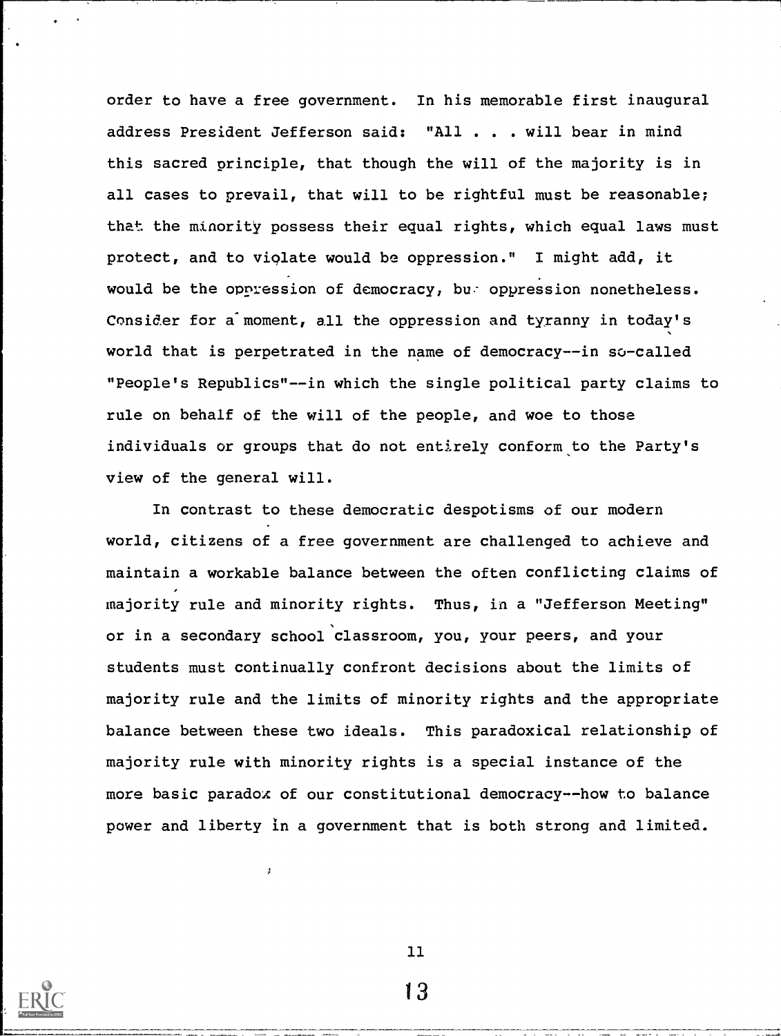order to have a free government. In his memorable first inaugural address President Jefferson said: "All . . . will bear in mind this sacred principle, that though the will of the majority is in all cases to prevail, that will to be rightful must be reasonable; that the minority possess their equal rights, which equal laws must protect, and to violate would be oppression." I might add, it would be the oppression of democracy, but oppression nonetheless. Consider for a moment, all the oppression and tyranny in today's world that is perpetrated in the name of democracy--in so-called "People's Republics"--in which the single political party claims to rule on behalf of the will of the people, and woe to those individuals or groups that do not entirely conform to the Party's view of the general will.

In contrast to these democratic despotisms of our modern world, citizens of a free government are challenged to achieve and maintain a workable balance between the often conflicting claims of majority rule and minority rights. Thus, in a "Jefferson Meeting" or in a secondary school classroom, you, your peers, and your students must continually confront decisions about the limits of majority rule and the limits of minority rights and the appropriate balance between these two ideals. This paradoxical relationship of majority rule with minority rights is a special instance of the more basic paradox of our constitutional democracy--how to balance power and liberty in a government that is both strong and limited.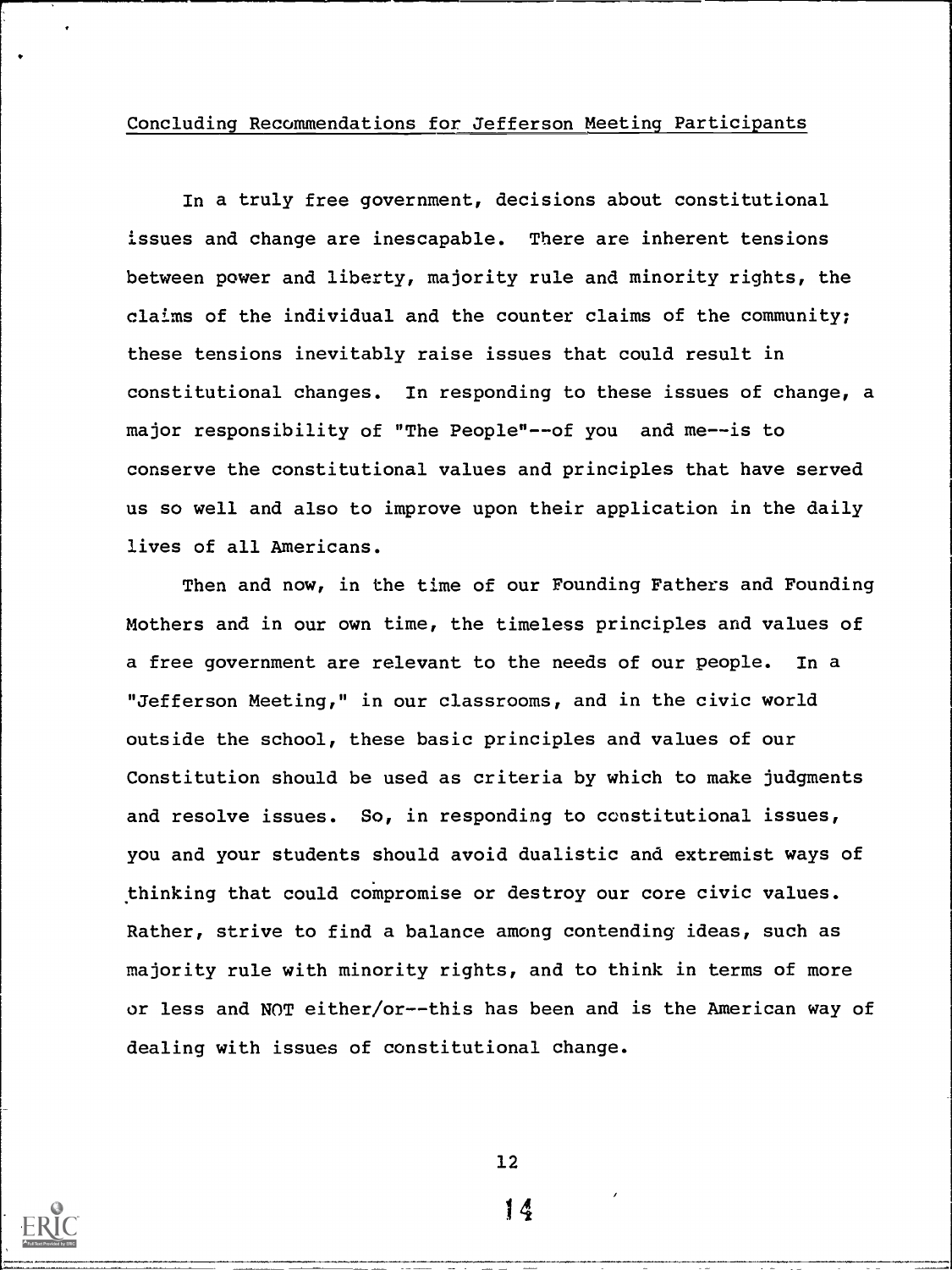## Concluding Recommendations for Jefferson Meeting Participants

In a truly free government, decisions about constitutional issues and change are inescapable. There are inherent tensions between power and liberty, majority rule and minority rights, the claims of the individual and the counter claims of the community; these tensions inevitably raise issues that could result in constitutional changes. In responding to these issues of change, a major responsibility of "The People"--of you and me--is to conserve the constitutional values and principles that have served us so well and also to improve upon their application in the daily lives of all Americans.

Then and now, in the time of our Founding Fathers and Founding Mothers and in our own time, the timeless principles and values of a free government are relevant to the needs of our people. In a "Jefferson Meeting," in our classrooms, and in the civic world outside the school, these basic principles and values of our Constitution should be used as criteria by which to make judgments and resolve issues. So, in responding to constitutional issues, you and your students should avoid dualistic and extremist ways of thinking that could compromise or destroy our core civic values. Rather, strive to find a balance among contending ideas, such as majority rule with minority rights, and to think in terms of more or less and NOT either/or--this has been and is the American way of dealing with issues of constitutional change.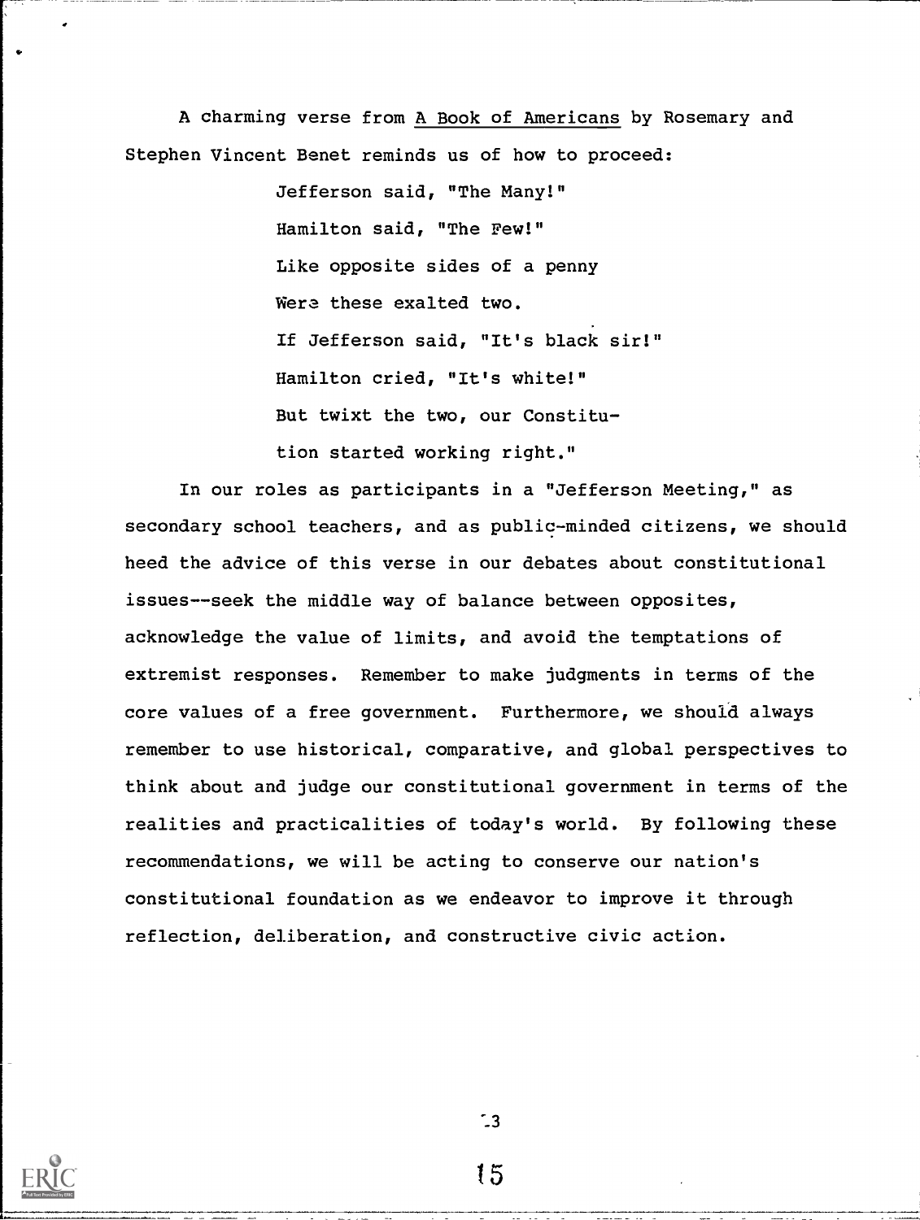A charming verse from A Book of Americans by Rosemary and Stephen Vincent Benet reminds us of how to proceed:

> Jefferson said, "The Many!"
> Hamilton said, "The Few!"
> Like opposite sides of a penny
> Were these exalted two.
> If Jefferson said, "It's black sir!"
> Hamilton cried, "It's white!"
> But twixt the two, our Constitu-
> tion started working right."

In our roles as participants in a "Jefferson Meeting," as secondary school teachers, and as public-minded citizens, we should heed the advice of this verse in our debates about constitutional issues--seek the middle way of balance between opposites, acknowledge the value of limits, and avoid the temptations of extremist responses. Remember to make judgments in terms of the core values of a free government. Furthermore, we should always remember to use historical, comparative, and global perspectives to think about and judge our constitutional government in terms of the realities and practicalities of today's world. By following these recommendations, we will be acting to conserve our nation's constitutional foundation as we endeavor to improve it through reflection, deliberation, and constructive civic action.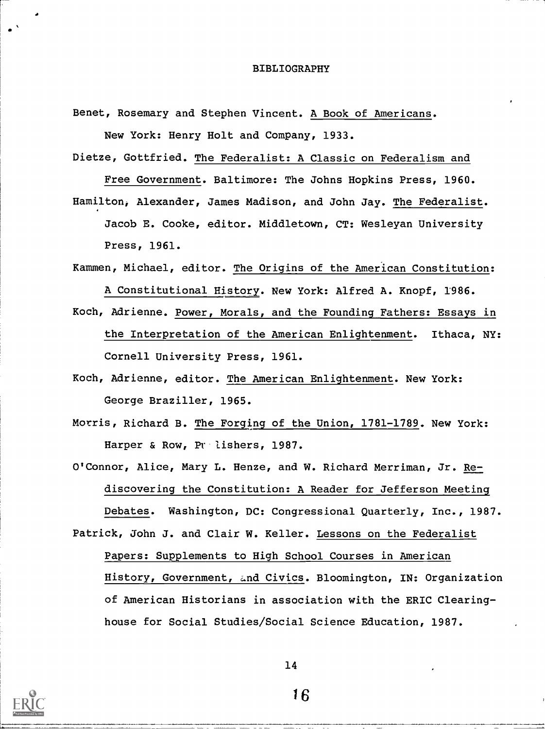# BIBLIOGRAPHY

Benet, Rosemary and Stephen Vincent. A Book of Americans. New York: Henry Holt and Company, 1933.

Dietze, Gottfried. The Federalist: A Classic on Federalism and Free Government. Baltimore: The Johns Hopkins Press, 1960.

Hamilton, Alexander, James Madison, and John Jay. The Federalist. Jacob E. Cooke, editor. Middletown, CT: Wesleyan University Press, 1961.

Kammen, Michael, editor. The Origins of the American Constitution: A Constitutional History. New York: Alfred A. Knopf, 1986.

Koch, Adrienne. Power, Morals, and the Founding Fathers: Essays in the Interpretation of the American Enlightenment. Ithaca, NY: Cornell University Press, 1961.

Koch, Adrienne, editor. The American Enlightenment. New York: George Braziller, 1965.

Morris, Richard B. The Forging of the Union, 1781-1789. New York: Harper & Row, Publishers, 1987.

O'Connor, Alice, Mary L. Henze, and W. Richard Merriman, Jr. Rediscovering the Constitution: A Reader for Jefferson Meeting Debates. Washington, DC: Congressional Quarterly, Inc., 1987.

Patrick, John J. and Clair W. Keller. Lessons on the Federalist Papers: Supplements to High School Courses in American History, Government, and Civics. Bloomington, IN: Organization of American Historians in association with the ERIC Clearinghouse for Social Studies/Social Science Education, 1987.